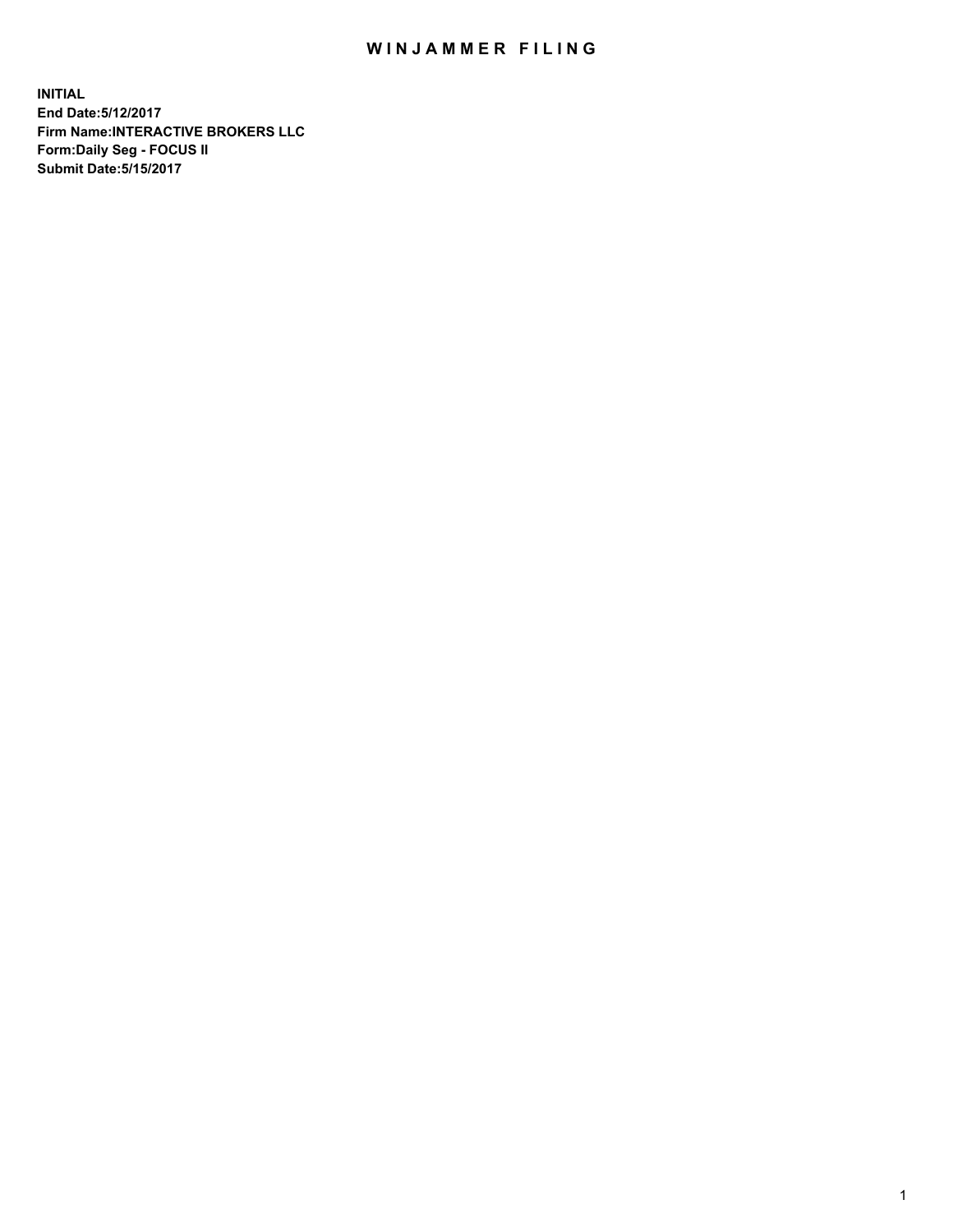# WINJAMMER FILING

**INITIAL**
**End Date:5/12/2017**
**Firm Name:INTERACTIVE BROKERS LLC**
**Form:Daily Seg - FOCUS II**
**Submit Date:5/15/2017**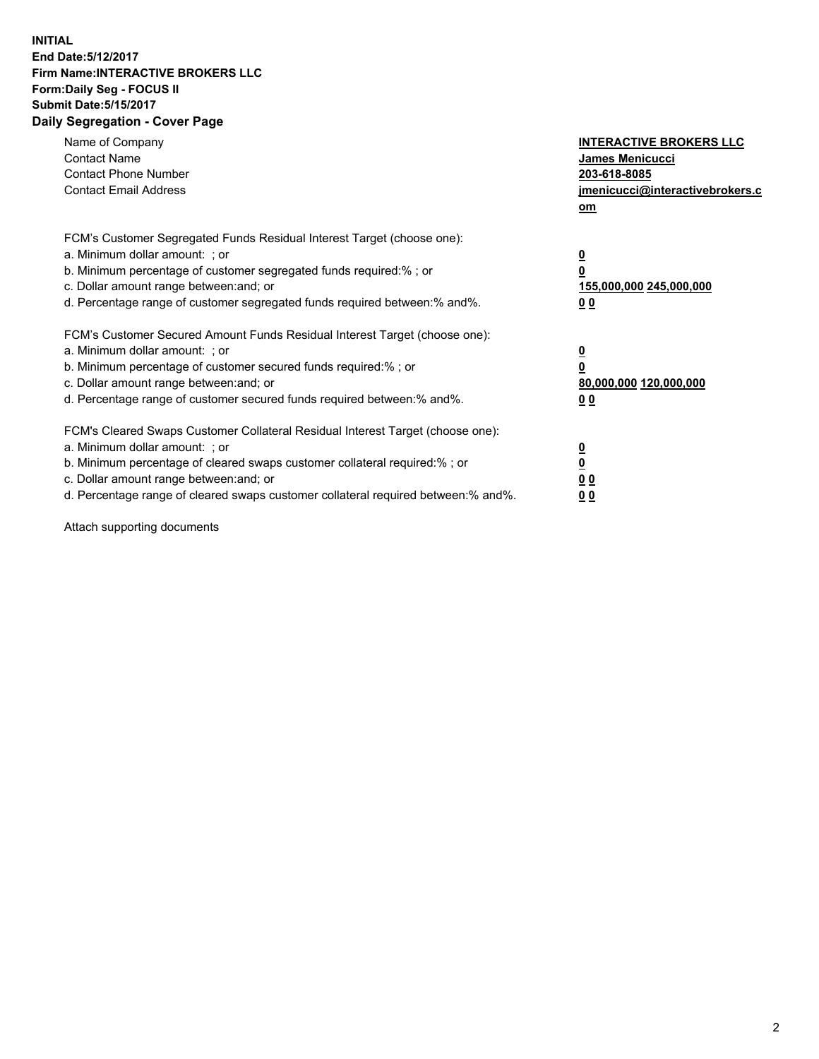**INITIAL**
**End Date:5/12/2017**
**Firm Name:INTERACTIVE BROKERS LLC**
**Form:Daily Seg - FOCUS II**
**Submit Date:5/15/2017**
**Daily Segregation - Cover Page**

| | |
|---|---|
| Name of Company | **INTERACTIVE BROKERS LLC** |
| Contact Name | **James Menicucci** |
| Contact Phone Number | **203-618-8085** |
| Contact Email Address | **jmenicucci@interactivebrokers.com** |

FCM's Customer Segregated Funds Residual Interest Target (choose one):

| | |
|---|---|
| a. Minimum dollar amount: ; or | **0** |
| b. Minimum percentage of customer segregated funds required:% ; or | **0** |
| c. Dollar amount range between:and; or | **155,000,000 245,000,000** |
| d. Percentage range of customer segregated funds required between:% and%. | **0 0** |

FCM's Customer Secured Amount Funds Residual Interest Target (choose one):

| | |
|---|---|
| a. Minimum dollar amount: ; or | **0** |
| b. Minimum percentage of customer secured funds required:% ; or | **0** |
| c. Dollar amount range between:and; or | **80,000,000 120,000,000** |
| d. Percentage range of customer secured funds required between:% and%. | **0 0** |

FCM's Cleared Swaps Customer Collateral Residual Interest Target (choose one):

| | |
|---|---|
| a. Minimum dollar amount: ; or | **0** |
| b. Minimum percentage of cleared swaps customer collateral required:% ; or | **0** |
| c. Dollar amount range between:and; or | **0 0** |
| d. Percentage range of cleared swaps customer collateral required between:% and%. | **0 0** |

Attach supporting documents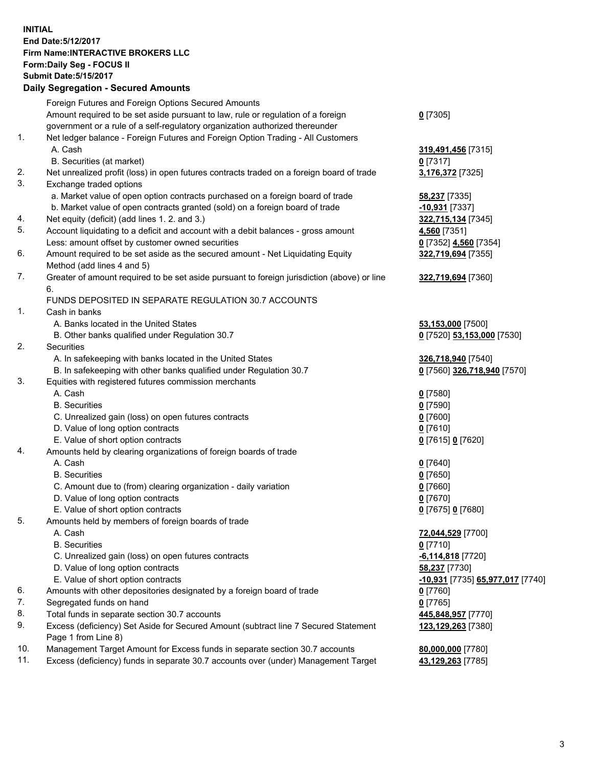**INITIAL**
**End Date:5/12/2017**
**Firm Name:INTERACTIVE BROKERS LLC**
**Form:Daily Seg - FOCUS II**
**Submit Date:5/15/2017**
**Daily Segregation - Secured Amounts**

| | | |
|---|---|---|
| | Foreign Futures and Foreign Options Secured Amounts | |
| | Amount required to be set aside pursuant to law, rule or regulation of a foreign government or a rule of a self-regulatory organization authorized thereunder | **0** [7305] |
| 1. | Net ledger balance - Foreign Futures and Foreign Option Trading - All Customers | |
| | A. Cash | **319,491,456** [7315] |
| | B. Securities (at market) | **0** [7317] |
| 2. | Net unrealized profit (loss) in open futures contracts traded on a foreign board of trade | **3,176,372** [7325] |
| 3. | Exchange traded options | |
| | a. Market value of open option contracts purchased on a foreign board of trade | **58,237** [7335] |
| | b. Market value of open contracts granted (sold) on a foreign board of trade | **-10,931** [7337] |
| 4. | Net equity (deficit) (add lines 1. 2. and 3.) | **322,715,134** [7345] |
| 5. | Account liquidating to a deficit and account with a debit balances - gross amount | **4,560** [7351] |
| | Less: amount offset by customer owned securities | **0** [7352] **4,560** [7354] |
| 6. | Amount required to be set aside as the secured amount - Net Liquidating Equity Method (add lines 4 and 5) | **322,719,694** [7355] |
| 7. | Greater of amount required to be set aside pursuant to foreign jurisdiction (above) or line 6. | **322,719,694** [7360] |
| | FUNDS DEPOSITED IN SEPARATE REGULATION 30.7 ACCOUNTS | |
| 1. | Cash in banks | |
| | A. Banks located in the United States | **53,153,000** [7500] |
| | B. Other banks qualified under Regulation 30.7 | **0** [7520] **53,153,000** [7530] |
| 2. | Securities | |
| | A. In safekeeping with banks located in the United States | **326,718,940** [7540] |
| | B. In safekeeping with other banks qualified under Regulation 30.7 | **0** [7560] **326,718,940** [7570] |
| 3. | Equities with registered futures commission merchants | |
| | A. Cash | **0** [7580] |
| | B. Securities | **0** [7590] |
| | C. Unrealized gain (loss) on open futures contracts | **0** [7600] |
| | D. Value of long option contracts | **0** [7610] |
| | E. Value of short option contracts | **0** [7615] **0** [7620] |
| 4. | Amounts held by clearing organizations of foreign boards of trade | |
| | A. Cash | **0** [7640] |
| | B. Securities | **0** [7650] |
| | C. Amount due to (from) clearing organization - daily variation | **0** [7660] |
| | D. Value of long option contracts | **0** [7670] |
| | E. Value of short option contracts | **0** [7675] **0** [7680] |
| 5. | Amounts held by members of foreign boards of trade | |
| | A. Cash | **72,044,529** [7700] |
| | B. Securities | **0** [7710] |
| | C. Unrealized gain (loss) on open futures contracts | **-6,114,818** [7720] |
| | D. Value of long option contracts | **58,237** [7730] |
| | E. Value of short option contracts | **-10,931** [7735] **65,977,017** [7740] |
| 6. | Amounts with other depositories designated by a foreign board of trade | **0** [7760] |
| 7. | Segregated funds on hand | **0** [7765] |
| 8. | Total funds in separate section 30.7 accounts | **445,848,957** [7770] |
| 9. | Excess (deficiency) Set Aside for Secured Amount (subtract line 7 Secured Statement Page 1 from Line 8) | **123,129,263** [7380] |
| 10. | Management Target Amount for Excess funds in separate section 30.7 accounts | **80,000,000** [7780] |
| 11. | Excess (deficiency) funds in separate 30.7 accounts over (under) Management Target | **43,129,263** [7785] |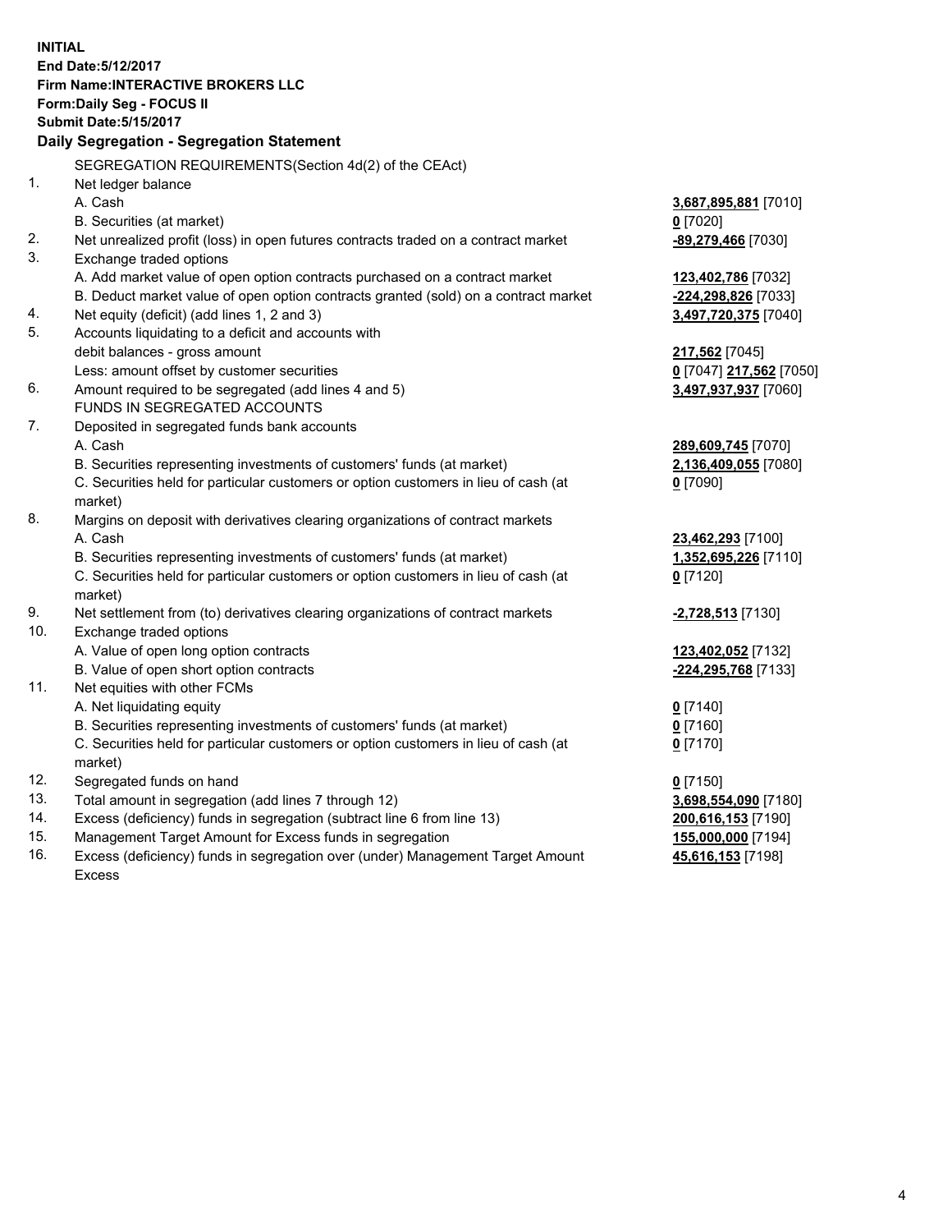**INITIAL**
**End Date:5/12/2017**
**Firm Name:INTERACTIVE BROKERS LLC**
**Form:Daily Seg - FOCUS II**
**Submit Date:5/15/2017**

**Daily Segregation - Segregation Statement**

SEGREGATION REQUIREMENTS(Section 4d(2) of the CEAct)

| | | |
|---|---|---|
| 1. | Net ledger balance | |
| | A. Cash | **3,687,895,881** [7010] |
| | B. Securities (at market) | **0** [7020] |
| 2. | Net unrealized profit (loss) in open futures contracts traded on a contract market | **-89,279,466** [7030] |
| 3. | Exchange traded options | |
| | A. Add market value of open option contracts purchased on a contract market | **123,402,786** [7032] |
| | B. Deduct market value of open option contracts granted (sold) on a contract market | **-224,298,826** [7033] |
| 4. | Net equity (deficit) (add lines 1, 2 and 3) | **3,497,720,375** [7040] |
| 5. | Accounts liquidating to a deficit and accounts with | |
| | debit balances - gross amount | **217,562** [7045] |
| | Less: amount offset by customer securities | **0** [7047] **217,562** [7050] |
| 6. | Amount required to be segregated (add lines 4 and 5) | **3,497,937,937** [7060] |
| | FUNDS IN SEGREGATED ACCOUNTS | |
| 7. | Deposited in segregated funds bank accounts | |
| | A. Cash | **289,609,745** [7070] |
| | B. Securities representing investments of customers' funds (at market) | **2,136,409,055** [7080] |
| | C. Securities held for particular customers or option customers in lieu of cash (at market) | **0** [7090] |
| 8. | Margins on deposit with derivatives clearing organizations of contract markets | |
| | A. Cash | **23,462,293** [7100] |
| | B. Securities representing investments of customers' funds (at market) | **1,352,695,226** [7110] |
| | C. Securities held for particular customers or option customers in lieu of cash (at market) | **0** [7120] |
| 9. | Net settlement from (to) derivatives clearing organizations of contract markets | **-2,728,513** [7130] |
| 10. | Exchange traded options | |
| | A. Value of open long option contracts | **123,402,052** [7132] |
| | B. Value of open short option contracts | **-224,295,768** [7133] |
| 11. | Net equities with other FCMs | |
| | A. Net liquidating equity | **0** [7140] |
| | B. Securities representing investments of customers' funds (at market) | **0** [7160] |
| | C. Securities held for particular customers or option customers in lieu of cash (at market) | **0** [7170] |
| 12. | Segregated funds on hand | **0** [7150] |
| 13. | Total amount in segregation (add lines 7 through 12) | **3,698,554,090** [7180] |
| 14. | Excess (deficiency) funds in segregation (subtract line 6 from line 13) | **200,616,153** [7190] |
| 15. | Management Target Amount for Excess funds in segregation | **155,000,000** [7194] |
| 16. | Excess (deficiency) funds in segregation over (under) Management Target Amount Excess | **45,616,153** [7198] |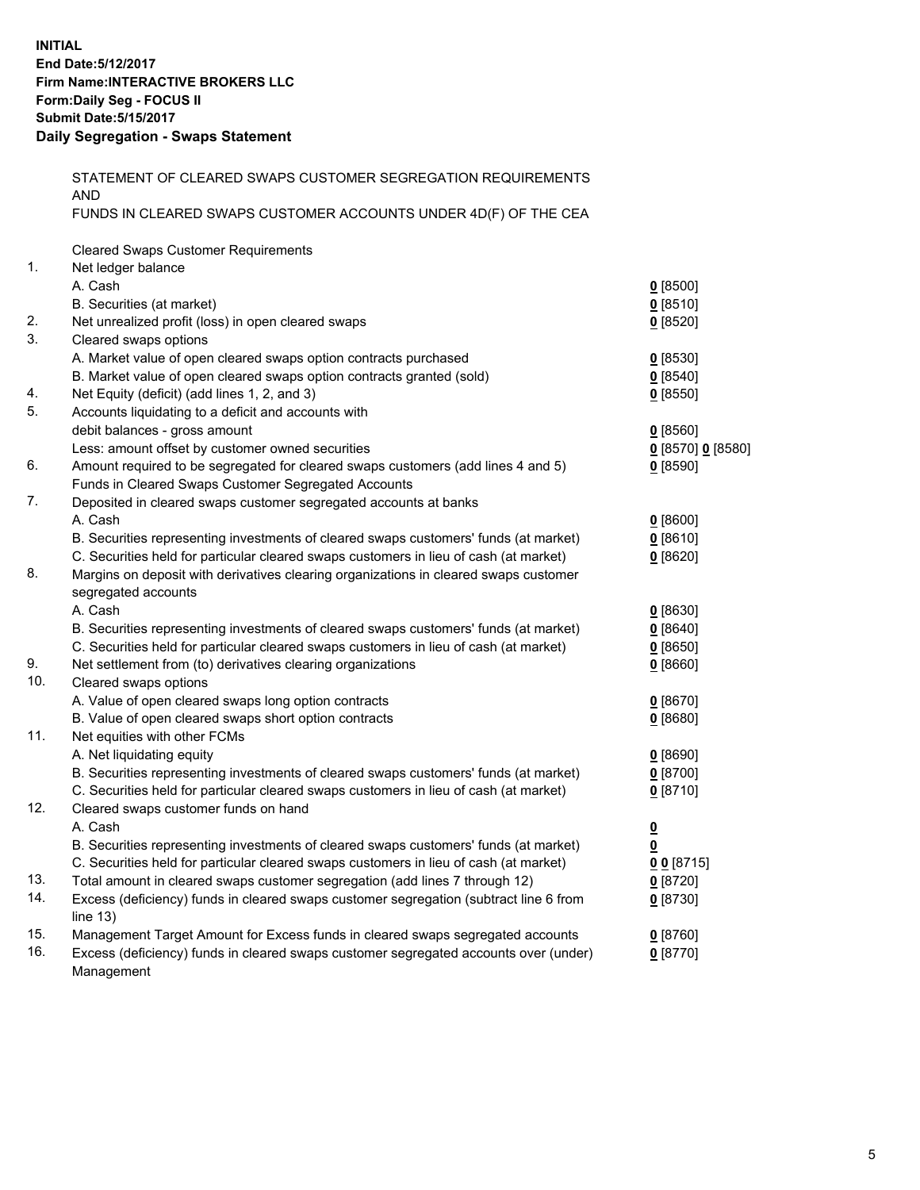**INITIAL**
**End Date:5/12/2017**
**Firm Name:INTERACTIVE BROKERS LLC**
**Form:Daily Seg - FOCUS II**
**Submit Date:5/15/2017**
**Daily Segregation - Swaps Statement**

STATEMENT OF CLEARED SWAPS CUSTOMER SEGREGATION REQUIREMENTS
AND
FUNDS IN CLEARED SWAPS CUSTOMER ACCOUNTS UNDER 4D(F) OF THE CEA

| | | |
|---|---|---|
| | Cleared Swaps Customer Requirements | |
| 1. | Net ledger balance | |
| | A. Cash | 0 [8500] |
| | B. Securities (at market) | 0 [8510] |
| 2. | Net unrealized profit (loss) in open cleared swaps | 0 [8520] |
| 3. | Cleared swaps options | |
| | A. Market value of open cleared swaps option contracts purchased | 0 [8530] |
| | B. Market value of open cleared swaps option contracts granted (sold) | 0 [8540] |
| 4. | Net Equity (deficit) (add lines 1, 2, and 3) | 0 [8550] |
| 5. | Accounts liquidating to a deficit and accounts with | |
| | debit balances - gross amount | 0 [8560] |
| | Less: amount offset by customer owned securities | 0 [8570] 0 [8580] |
| 6. | Amount required to be segregated for cleared swaps customers (add lines 4 and 5) | 0 [8590] |
| | Funds in Cleared Swaps Customer Segregated Accounts | |
| 7. | Deposited in cleared swaps customer segregated accounts at banks | |
| | A. Cash | 0 [8600] |
| | B. Securities representing investments of cleared swaps customers' funds (at market) | 0 [8610] |
| | C. Securities held for particular cleared swaps customers in lieu of cash (at market) | 0 [8620] |
| 8. | Margins on deposit with derivatives clearing organizations in cleared swaps customer segregated accounts | |
| | A. Cash | 0 [8630] |
| | B. Securities representing investments of cleared swaps customers' funds (at market) | 0 [8640] |
| | C. Securities held for particular cleared swaps customers in lieu of cash (at market) | 0 [8650] |
| 9. | Net settlement from (to) derivatives clearing organizations | 0 [8660] |
| 10. | Cleared swaps options | |
| | A. Value of open cleared swaps long option contracts | 0 [8670] |
| | B. Value of open cleared swaps short option contracts | 0 [8680] |
| 11. | Net equities with other FCMs | |
| | A. Net liquidating equity | 0 [8690] |
| | B. Securities representing investments of cleared swaps customers' funds (at market) | 0 [8700] |
| | C. Securities held for particular cleared swaps customers in lieu of cash (at market) | 0 [8710] |
| 12. | Cleared swaps customer funds on hand | |
| | A. Cash | 0 |
| | B. Securities representing investments of cleared swaps customers' funds (at market) | 0 |
| | C. Securities held for particular cleared swaps customers in lieu of cash (at market) | 0 0 [8715] |
| 13. | Total amount in cleared swaps customer segregation (add lines 7 through 12) | 0 [8720] |
| 14. | Excess (deficiency) funds in cleared swaps customer segregation (subtract line 6 from line 13) | 0 [8730] |
| 15. | Management Target Amount for Excess funds in cleared swaps segregated accounts | 0 [8760] |
| 16. | Excess (deficiency) funds in cleared swaps customer segregated accounts over (under) Management | 0 [8770] |